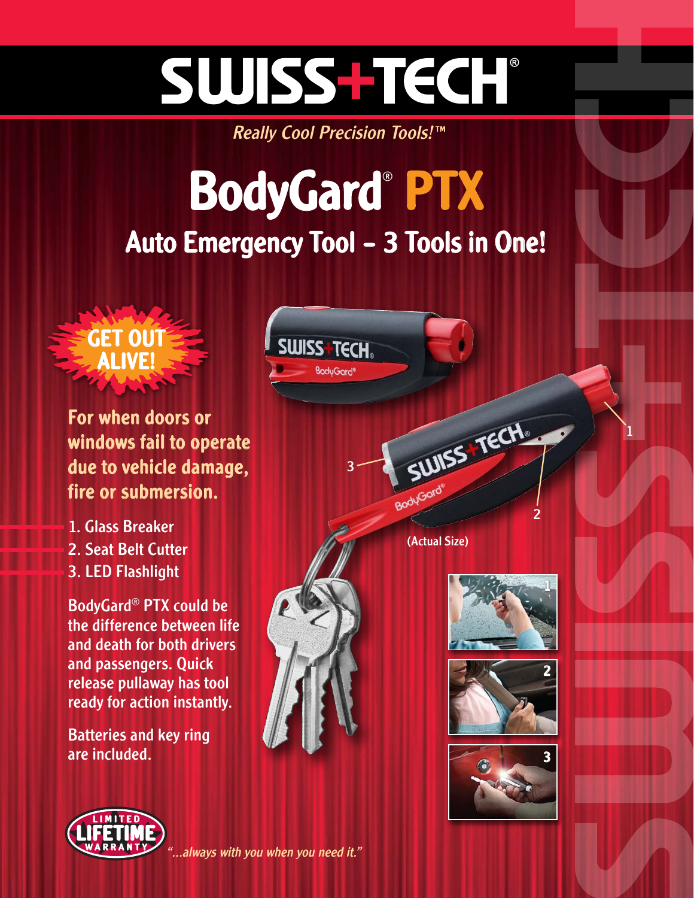# SWISS+TECH®

*Really Cool Precision Tools!™*

# BodyGard® PTX

## Auto Emergency Tool – 3 Tools in One!

**GET OUT ALIVE!**

**For when doors or windows fail to operate due to vehicle damage, fire or submersion.**

1. Glass Breaker
2. Seat Belt Cutter
3. LED Flashlight

BodyGard® PTX could be the difference between life and death for both drivers and passengers. Quick release pullaway has tool ready for action instantly.

Batteries and key ring are included.

(Actual Size)

LIMITED LIFETIME WARRANTY

*"...always with you when you need it."*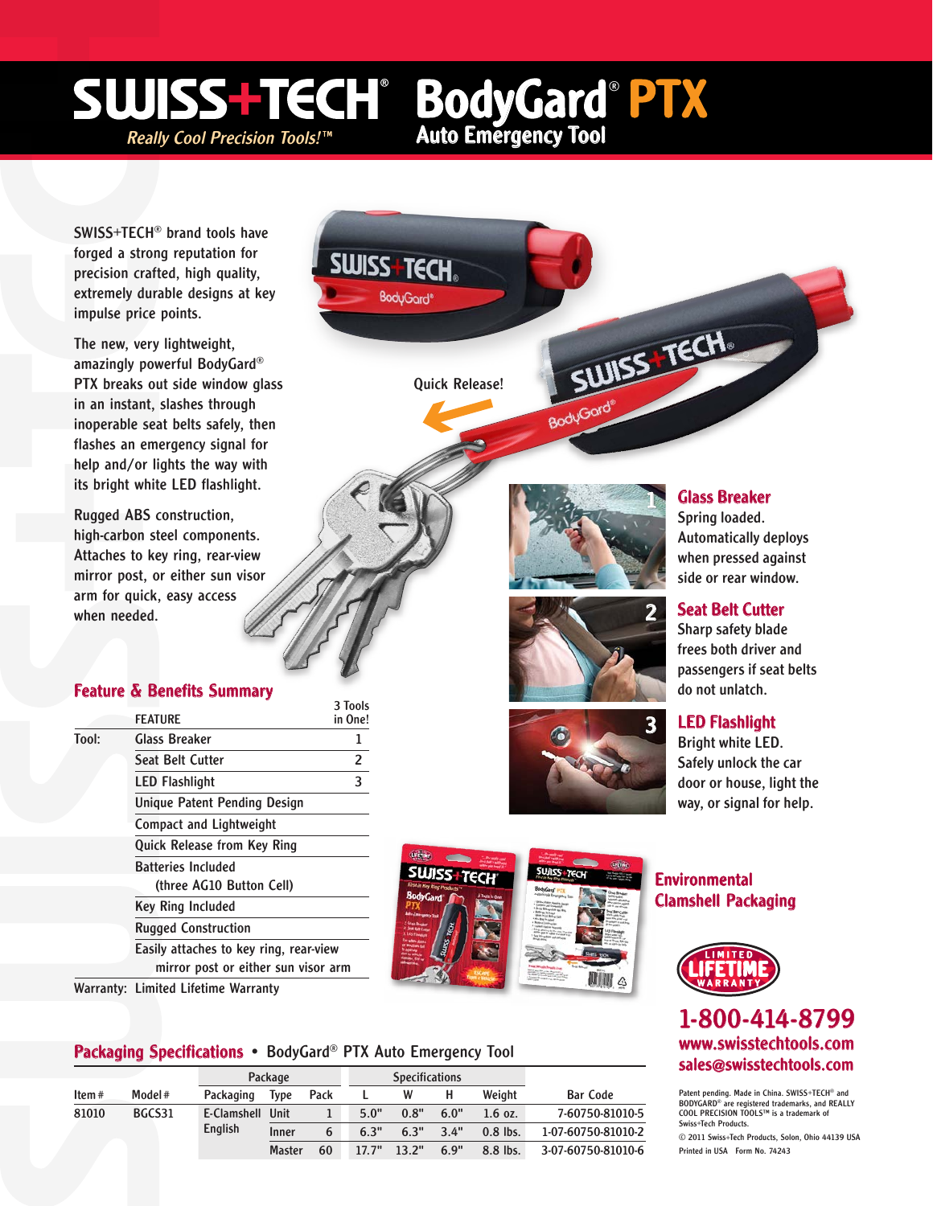# SWISS+TECH® BodyGard® PTX

*Really Cool Precision Tools!™*

## Auto Emergency Tool

SWISS+TECH® brand tools have forged a strong reputation for precision crafted, high quality, extremely durable designs at key impulse price points.

The new, very lightweight, amazingly powerful BodyGard® PTX breaks out side window glass in an instant, slashes through inoperable seat belts safely, then flashes an emergency signal for help and/or lights the way with its bright white LED flashlight.

Rugged ABS construction, high-carbon steel components. Attaches to key ring, rear-view mirror post, or either sun visor arm for quick, easy access when needed.

Quick Release!

### 1 Glass Breaker

Spring loaded. Automatically deploys when pressed against side or rear window.

### 2 Seat Belt Cutter

Sharp safety blade frees both driver and passengers if seat belts do not unlatch.

### 3 LED Flashlight

Bright white LED. Safely unlock the car door or house, light the way, or signal for help.

## Feature & Benefits Summary

| | FEATURE | 3 Tools in One! |
|---|---|---|
| Tool: | Glass Breaker | 1 |
| | Seat Belt Cutter | 2 |
| | LED Flashlight | 3 |
| | Unique Patent Pending Design | |
| | Compact and Lightweight | |
| | Quick Release from Key Ring | |
| | Batteries Included (three AG10 Button Cell) | |
| | Key Ring Included | |
| | Rugged Construction | |
| | Easily attaches to key ring, rear-view mirror post or either sun visor arm | |
| Warranty: | Limited Lifetime Warranty | |

## Environmental Clamshell Packaging

LIMITED LIFETIME WARRANTY

**1-800-414-8799**
**www.swisstechtools.com**
**sales@swisstechtools.com**

## Packaging Specifications • BodyGard® PTX Auto Emergency Tool

| | | Package | | | Specifications | | | | |
|---|---|---|---|---|---|---|---|---|---|
| Item # | Model # | Packaging | Type | Pack | L | W | H | Weight | Bar Code |
| 81010 | BGCS31 | E-Clamshell English | Unit | 1 | 5.0" | 0.8" | 6.0" | 1.6 oz. | 7-60750-81010-5 |
| | | | Inner | 6 | 6.3" | 6.3" | 3.4" | 0.8 lbs. | 1-07-60750-81010-2 |
| | | | Master | 60 | 17.7" | 13.2" | 6.9" | 8.8 lbs. | 3-07-60750-81010-6 |

Patent pending. Made in China. SWISS+TECH® and BODYGARD® are registered trademarks, and REALLY COOL PRECISION TOOLS™ is a trademark of Swiss+Tech Products.

© 2011 Swiss+Tech Products, Solon, Ohio 44139 USA

Printed in USA Form No. 74243